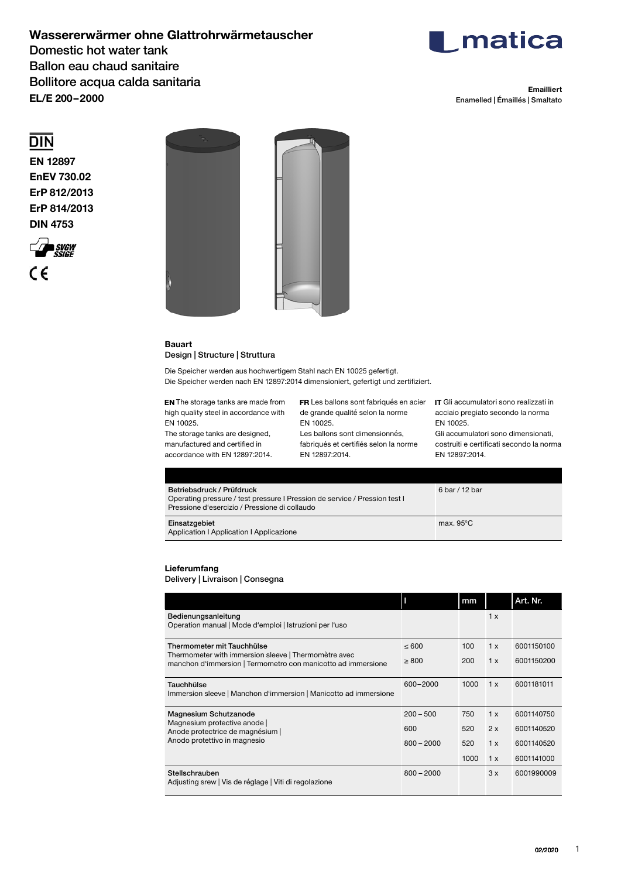# Wassererwärmer ohne Glattrohrwärmetauscher

Domestic hot water tank
Ballon eau chaud sanitaire
Bollitore acqua calda sanitaria

**EL/E 200–2000**

matica

**Emailliert**
Enamelled | Émaillés | Smaltato

DIN

**EN 12897**
**EnEV 730.02**
**ErP 812/2013**
**ErP 814/2013**
**DIN 4753**

SVGW SSIGE

CE

## Bauart

Design | Structure | Struttura

Die Speicher werden aus hochwertigem Stahl nach EN 10025 gefertigt.
Die Speicher werden nach EN 12897:2014 dimensioniert, gefertigt und zertifiziert.

**EN** The storage tanks are made from high quality steel in accordance with EN 10025.
The storage tanks are designed, manufactured and certified in accordance with EN 12897:2014.

**FR** Les ballons sont fabriqués en acier de grande qualité selon la norme EN 10025.
Les ballons sont dimensionnés, fabriqués et certifiés selon la norme EN 12897:2014.

**IT** Gli accumulatori sono realizzati in acciaio pregiato secondo la norma EN 10025.
Gli accumulatori sono dimensionati, costruiti e certificati secondo la norma EN 12897:2014.

| | |
|---|---|
| Betriebsdruck / Prüfdruck<br>Operating pressure / test pressure I Pression de service / Pression test I Pressione d'esercizio / Pressione di collaudo | 6 bar / 12 bar |
| Einsatzgebiet<br>Application I Application I Applicazione | max. 95°C |

## Lieferumfang

Delivery | Livraison | Consegna

| | l | mm | | Art. Nr. |
|---|---|---|---|---|
| Bedienungsanleitung<br>Operation manual \| Mode d'emploi \| Istruzioni per l'uso | | | 1 x | |
| Thermometer mit Tauchhülse<br>Thermometer with immersion sleeve \| Thermomètre avec manchon d'immersion \| Termometro con manicotto ad immersione | ≤ 600 | 100 | 1 x | 6001150100 |
| | ≥ 800 | 200 | 1 x | 6001150200 |
| Tauchhülse<br>Immersion sleeve \| Manchon d'immersion \| Manicotto ad immersione | 600–2000 | 1000 | 1 x | 6001181011 |
| Magnesium Schutzanode<br>Magnesium protective anode \|<br>Anode protectrice de magnésium \|<br>Anodo protettivo in magnesio | 200 – 500 | 750 | 1 x | 6001140750 |
| | 600 | 520 | 2 x | 6001140520 |
| | 800 – 2000 | 520 | 1 x | 6001140520 |
| | | 1000 | 1 x | 6001141000 |
| Stellschrauben<br>Adjusting srew \| Vis de réglage \| Viti di regolazione | 800 – 2000 | | 3 x | 6001990009 |

02/2020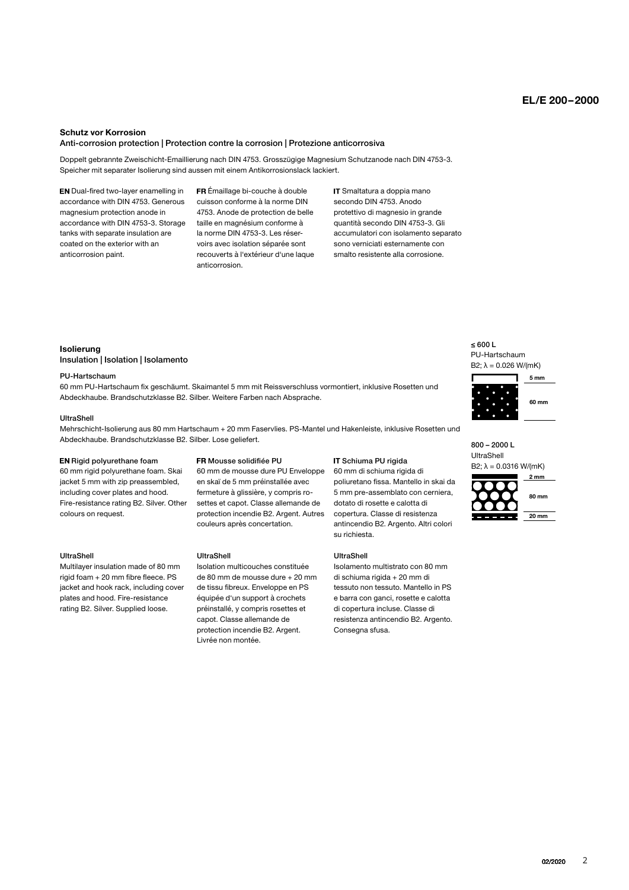## Schutz vor Korrosion

### Anti-corrosion protection | Protection contre la corrosion | Protezione anticorrosiva

Doppelt gebrannte Zweischicht-Emaillierung nach DIN 4753. Grosszügige Magnesium Schutzanode nach DIN 4753-3. Speicher mit separater Isolierung sind aussen mit einem Antikorrosionslack lackiert.

**EN** Dual-fired two-layer enamelling in accordance with DIN 4753. Generous magnesium protection anode in accordance with DIN 4753-3. Storage tanks with separate insulation are coated on the exterior with an anticorrosion paint.

**FR** Émaillage bi-couche à double cuisson conforme à la norme DIN 4753. Anode de protection de belle taille en magnésium conforme à la norme DIN 4753-3. Les réservoirs avec isolation séparée sont recouverts à l'extérieur d'une laque anticorrosion.

**IT** Smaltatura a doppia mano secondo DIN 4753. Anodo protettivo di magnesio in grande quantità secondo DIN 4753-3. Gli accumulatori con isolamento separato sono verniciati esternamente con smalto resistente alla corrosione.

## Isolierung

### Insulation | Isolation | Isolamento

**PU-Hartschaum**

60 mm PU-Hartschaum fix geschäumt. Skaimantel 5 mm mit Reissverschluss vormontiert, inklusive Rosetten und Abdeckhaube. Brandschutzklasse B2. Silber. Weitere Farben nach Absprache.

**UltraShell**

Mehrschicht-Isolierung aus 80 mm Hartschaum + 20 mm Faservlies. PS-Mantel und Hakenleiste, inklusive Rosetten und Abdeckhaube. Brandschutzklasse B2. Silber. Lose geliefert.

**EN** Rigid polyurethane foam
60 mm rigid polyurethane foam. Skai jacket 5 mm with zip preassembled, including cover plates and hood. Fire-resistance rating B2. Silver. Other colours on request.

UltraShell
Multilayer insulation made of 80 mm rigid foam + 20 mm fibre fleece. PS jacket and hook rack, including cover plates and hood. Fire-resistance rating B2. Silver. Supplied loose.

**FR** Mousse solidifiée PU
60 mm de mousse dure PU Enveloppe en skaï de 5 mm préinstallée avec fermeture à glissière, y compris rosettes et capot. Classe allemande de protection incendie B2. Argent. Autres couleurs après concertation.

UltraShell
Isolation multicouches constituée de 80 mm de mousse dure + 20 mm de tissu fibreux. Enveloppe en PS équipée d'un support à crochets préinstallé, y compris rosettes et capot. Classe allemande de protection incendie B2. Argent. Livrée non montée.

**IT** Schiuma PU rigida
60 mm di schiuma rigida di poliuretano fissa. Mantello in skai da 5 mm pre-assemblato con cerniera, dotato di rosette e calotta di copertura. Classe di resistenza antincendio B2. Argento. Altri colori su richiesta.

UltraShell
Isolamento multistrato con 80 mm di schiuma rigida + 20 mm di tessuto non tessuto. Mantello in PS e barra con ganci, rosette e calotta di copertura incluse. Classe di resistenza antincendio B2. Argento. Consegna sfusa.

**≤ 600 L**
PU-Hartschaum
B2; λ = 0.026 W/(mK)
5 mm
60 mm

**800 – 2000 L**
UltraShell
B2; λ = 0.0316 W/(mK)
2 mm
80 mm
20 mm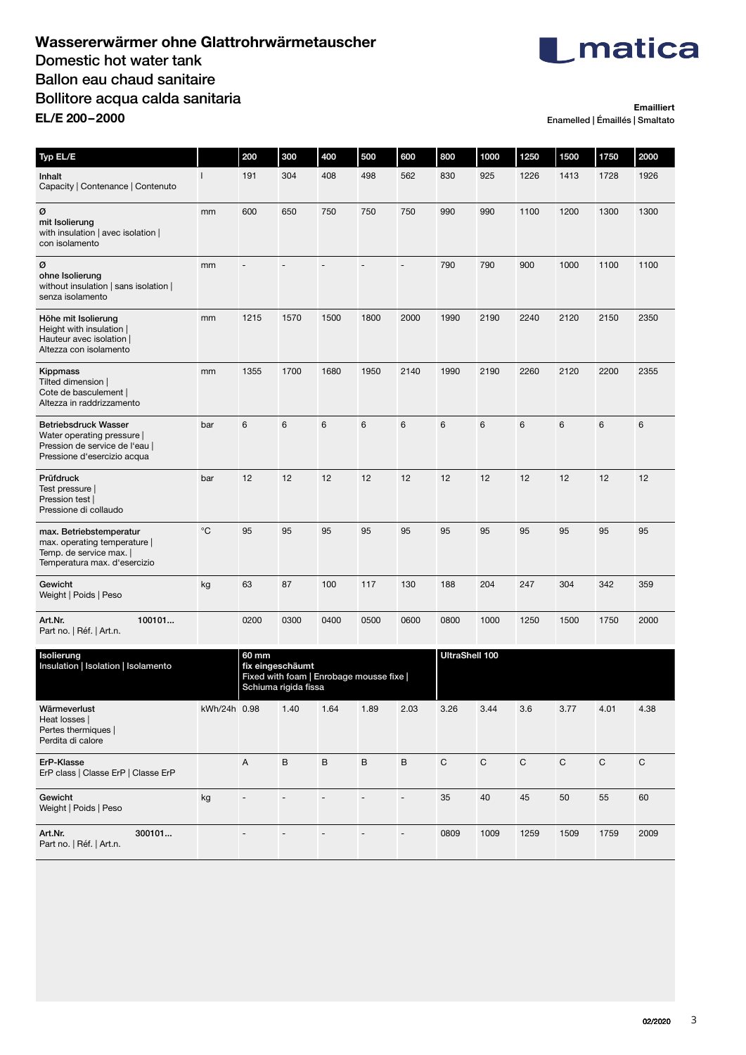# Wassererwärmer ohne Glattrohrwärmetauscher
## Domestic hot water tank
## Ballon eau chaud sanitaire
## Bollitore acqua calda sanitaria
## EL/E 200–2000

matica

**Emailliert**
Enamelled | Émaillés | Smaltato

| Typ EL/E | | 200 | 300 | 400 | 500 | 600 | 800 | 1000 | 1250 | 1500 | 1750 | 2000 |
|---|---|---|---|---|---|---|---|---|---|---|---|---|
| **Inhalt** Capacity \| Contenance \| Contenuto | l | 191 | 304 | 408 | 498 | 562 | 830 | 925 | 1226 | 1413 | 1728 | 1926 |
| **Ø mit Isolierung** with insulation \| avec isolation \| con isolamento | mm | 600 | 650 | 750 | 750 | 750 | 990 | 990 | 1100 | 1200 | 1300 | 1300 |
| **Ø ohne Isolierung** without insulation \| sans isolation \| senza isolamento | mm | - | - | - | - | - | 790 | 790 | 900 | 1000 | 1100 | 1100 |
| **Höhe mit Isolierung** Height with insulation \| Hauteur avec isolation \| Altezza con isolamento | mm | 1215 | 1570 | 1500 | 1800 | 2000 | 1990 | 2190 | 2240 | 2120 | 2150 | 2350 |
| **Kippmass** Tilted dimension \| Cote de basculement \| Altezza in raddrizzamento | mm | 1355 | 1700 | 1680 | 1950 | 2140 | 1990 | 2190 | 2260 | 2120 | 2200 | 2355 |
| **Betriebsdruck Wasser** Water operating pressure \| Pression de service de l'eau \| Pressione d'esercizio acqua | bar | 6 | 6 | 6 | 6 | 6 | 6 | 6 | 6 | 6 | 6 | 6 |
| **Prüfdruck** Test pressure \| Pression test \| Pressione di collaudo | bar | 12 | 12 | 12 | 12 | 12 | 12 | 12 | 12 | 12 | 12 | 12 |
| **max. Betriebstemperatur** max. operating temperature \| Temp. de service max. \| Temperatura max. d'esercizio | °C | 95 | 95 | 95 | 95 | 95 | 95 | 95 | 95 | 95 | 95 | 95 |
| **Gewicht** Weight \| Poids \| Peso | kg | 63 | 87 | 100 | 117 | 130 | 188 | 204 | 247 | 304 | 342 | 359 |
| **Art.Nr. 100101...** Part no. \| Réf. \| Art.n. | | 0200 | 0300 | 0400 | 0500 | 0600 | 0800 | 1000 | 1250 | 1500 | 1750 | 2000 |
| **Isolierung** Insulation \| Isolation \| Isolamento | | **60 mm fix eingeschäumt** Fixed with foam \| Enrobage mousse fixe \| Schiuma rigida fissa | | | | | **UltraShell 100** | | | | | |
| **Wärmeverlust** Heat losses \| Pertes thermiques \| Perdita di calore | kWh/24h | 0.98 | 1.40 | 1.64 | 1.89 | 2.03 | 3.26 | 3.44 | 3.6 | 3.77 | 4.01 | 4.38 |
| **ErP-Klasse** ErP class \| Classe ErP \| Classe ErP | | A | B | B | B | B | C | C | C | C | C | C |
| **Gewicht** Weight \| Poids \| Peso | kg | - | - | - | - | - | 35 | 40 | 45 | 50 | 55 | 60 |
| **Art.Nr. 300101...** Part no. \| Réf. \| Art.n. | | - | - | - | - | - | 0809 | 1009 | 1259 | 1509 | 1759 | 2009 |

02/2020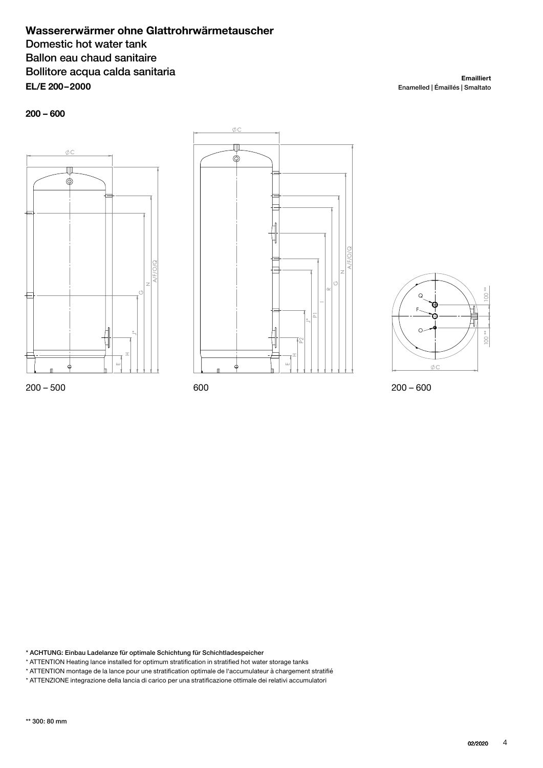# Wassererwärmer ohne Glattrohrwärmetauscher

Domestic hot water tank

Ballon eau chaud sanitaire

Bollitore acqua calda sanitaria

**EL/E 200 – 2000**

**Emailliert**
Enamelled | Émaillés | Smaltato

**200 – 600**

200 – 500

600

200 – 600

\* ACHTUNG: Einbau Ladelanze für optimale Schichtung für Schichtladespeicher

\* ATTENTION Heating lance installed for optimum stratification in stratified hot water storage tanks

\* ATTENTION montage de la lance pour une stratification optimale de l'accumulateur à chargement stratifié

\* ATTENZIONE integrazione della lancia di carico per una stratificazione ottimale dei relativi accumulatori

\*\* 300: 80 mm

02/2020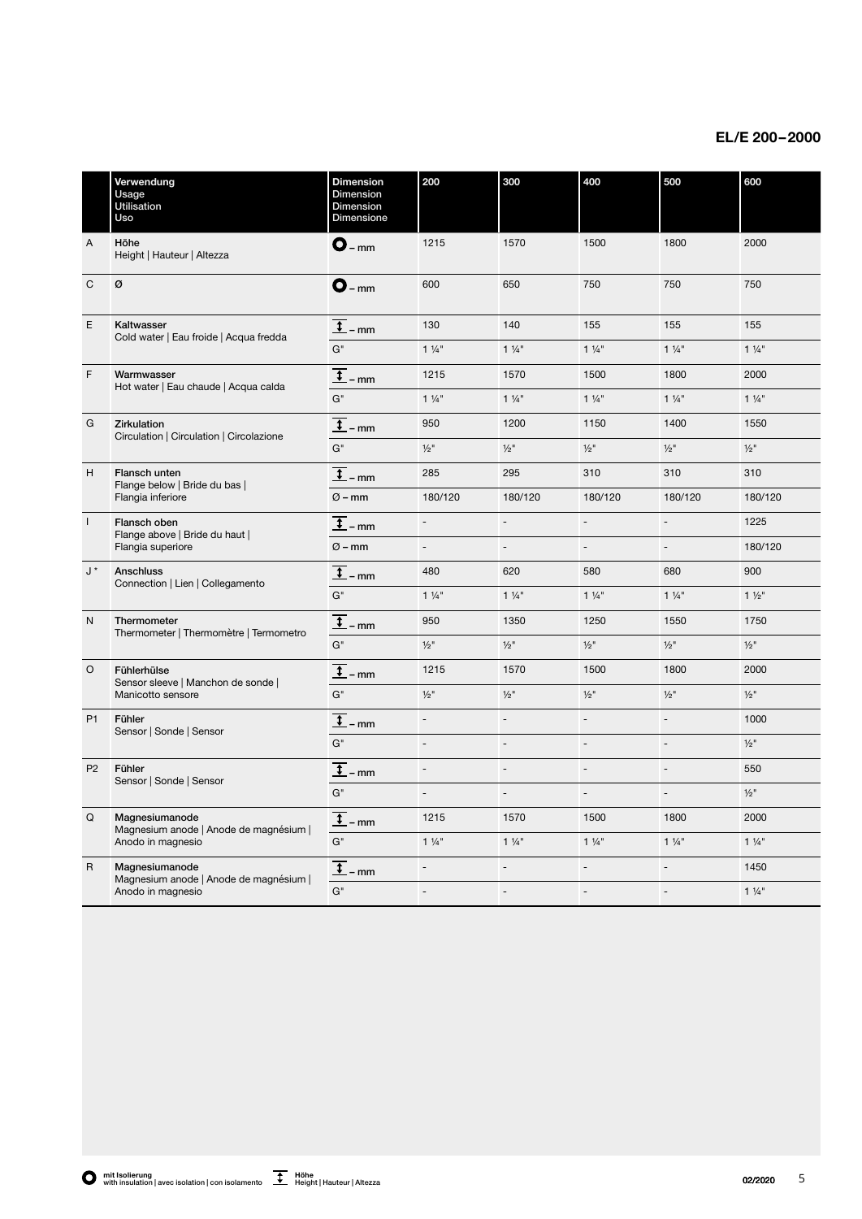## EL/E 200–2000

| | Verwendung<br>Usage<br>Utilisation<br>Uso | Dimension<br>Dimension<br>Dimension<br>Dimensione | 200 | 300 | 400 | 500 | 600 |
|---|---|---|---|---|---|---|---|
| A | **Höhe**<br>Height \| Hauteur \| Altezza | ● – mm | 1215 | 1570 | 1500 | 1800 | 2000 |
| C | Ø | ● – mm | 600 | 650 | 750 | 750 | 750 |
| E | **Kaltwasser**<br>Cold water \| Eau froide \| Acqua fredda | ↕ – mm | 130 | 140 | 155 | 155 | 155 |
| | | G" | 1 ¼" | 1 ¼" | 1 ¼" | 1 ¼" | 1 ¼" |
| F | **Warmwasser**<br>Hot water \| Eau chaude \| Acqua calda | ↕ – mm | 1215 | 1570 | 1500 | 1800 | 2000 |
| | | G" | 1 ¼" | 1 ¼" | 1 ¼" | 1 ¼" | 1 ¼" |
| G | **Zirkulation**<br>Circulation \| Circulation \| Circolazione | ↕ – mm | 950 | 1200 | 1150 | 1400 | 1550 |
| | | G" | ½" | ½" | ½" | ½" | ½" |
| H | **Flansch unten**<br>Flange below \| Bride du bas \| Flangia inferiore | ↕ – mm | 285 | 295 | 310 | 310 | 310 |
| | | Ø – mm | 180/120 | 180/120 | 180/120 | 180/120 | 180/120 |
| I | **Flansch oben**<br>Flange above \| Bride du haut \| Flangia superiore | ↕ – mm | - | - | - | - | 1225 |
| | | Ø – mm | - | - | - | - | 180/120 |
| J * | **Anschluss**<br>Connection \| Lien \| Collegamento | ↕ – mm | 480 | 620 | 580 | 680 | 900 |
| | | G" | 1 ¼" | 1 ¼" | 1 ¼" | 1 ¼" | 1 ½" |
| N | **Thermometer**<br>Thermometer \| Thermomètre \| Termometro | ↕ – mm | 950 | 1350 | 1250 | 1550 | 1750 |
| | | G" | ½" | ½" | ½" | ½" | ½" |
| O | **Fühlerhülse**<br>Sensor sleeve \| Manchon de sonde \| Manicotto sensore | ↕ – mm | 1215 | 1570 | 1500 | 1800 | 2000 |
| | | G" | ½" | ½" | ½" | ½" | ½" |
| P1 | **Fühler**<br>Sensor \| Sonde \| Sensor | ↕ – mm | - | - | - | - | 1000 |
| | | G" | - | - | - | - | ½" |
| P2 | **Fühler**<br>Sensor \| Sonde \| Sensor | ↕ – mm | - | - | - | - | 550 |
| | | G" | - | - | - | - | ½" |
| Q | **Magnesiumanode**<br>Magnesium anode \| Anode de magnésium \| Anodo in magnesio | ↕ – mm | 1215 | 1570 | 1500 | 1800 | 2000 |
| | | G" | 1 ¼" | 1 ¼" | 1 ¼" | 1 ¼" | 1 ¼" |
| R | **Magnesiumanode**<br>Magnesium anode \| Anode de magnésium \| Anodo in magnesio | ↕ – mm | - | - | - | - | 1450 |
| | | G" | - | - | - | - | 1 ¼" |

● **mit Isolierung**
with insulation | avec isolation | con isolamento

↕ **Höhe**
Height | Hauteur | Altezza

02/2020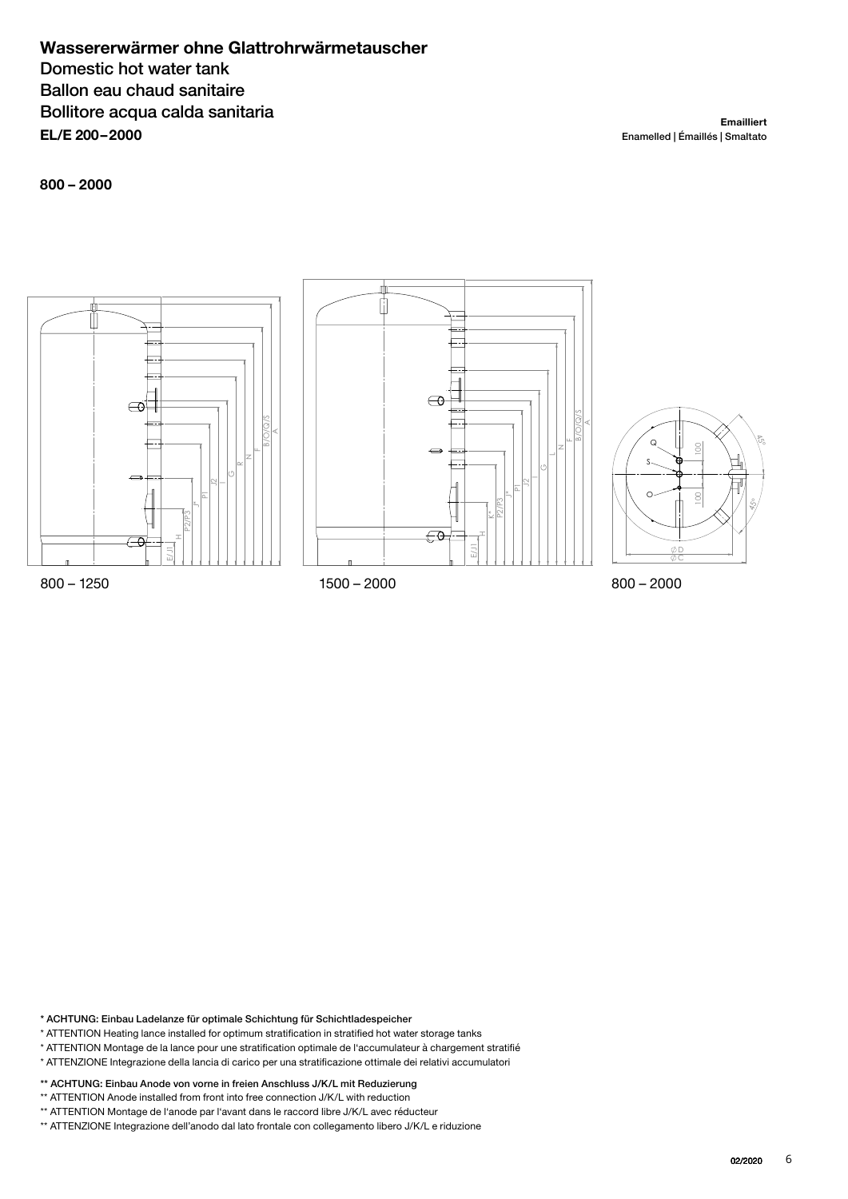# Wassererwärmer ohne Glattrohrwärmetauscher

Domestic hot water tank
Ballon eau chaud sanitaire
Bollitore acqua calda sanitaria
**EL/E 200–2000**

**Emailliert**
Enamelled | Émaillés | Smaltato

**800 – 2000**

800 – 1250

1500 – 2000

800 – 2000

**\* ACHTUNG: Einbau Ladelanze für optimale Schichtung für Schichtladespeicher**
\* ATTENTION Heating lance installed for optimum stratification in stratified hot water storage tanks
\* ATTENTION Montage de la lance pour une stratification optimale de l'accumulateur à chargement stratifié
\* ATTENZIONE Integrazione della lancia di carico per una stratificazione ottimale dei relativi accumulatori

**\*\* ACHTUNG: Einbau Anode von vorne in freien Anschluss J/K/L mit Reduzierung**
\*\* ATTENTION Anode installed from front into free connection J/K/L with reduction
\*\* ATTENTION Montage de l'anode par l'avant dans le raccord libre J/K/L avec réducteur
\*\* ATTENZIONE Integrazione dell'anodo dal lato frontale con collegamento libero J/K/L e riduzione

02/2020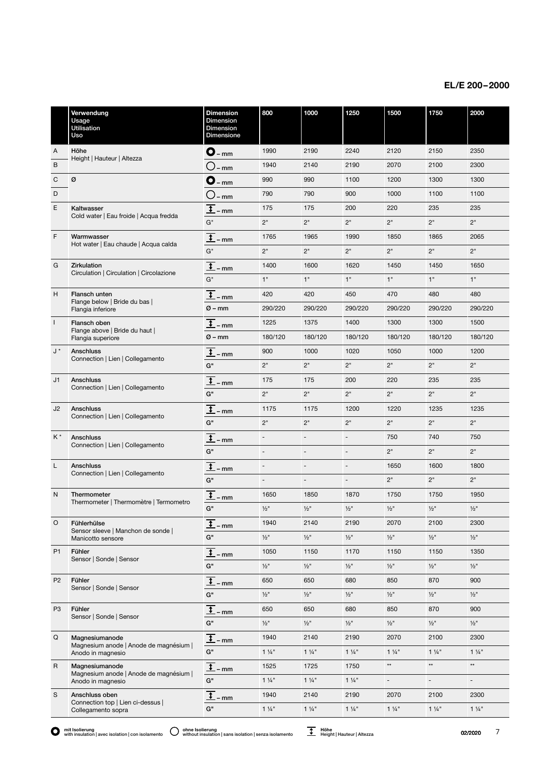## EL/E 200–2000

| | Verwendung<br>Usage<br>Utilisation<br>Uso | Dimension<br>Dimension<br>Dimension<br>Dimensione | 800 | 1000 | 1250 | 1500 | 1750 | 2000 |
|---|---|---|---|---|---|---|---|---|
| A | **Höhe**<br>Height \| Hauteur \| Altezza | ● – mm | 1990 | 2190 | 2240 | 2120 | 2150 | 2350 |
| B | | ○ – mm | 1940 | 2140 | 2190 | 2070 | 2100 | 2300 |
| C | Ø | ● – mm | 990 | 990 | 1100 | 1200 | 1300 | 1300 |
| D | | ○ – mm | 790 | 790 | 900 | 1000 | 1100 | 1100 |
| E | **Kaltwasser**<br>Cold water \| Eau froide \| Acqua fredda | ↕ – mm | 175 | 175 | 200 | 220 | 235 | 235 |
| | | G" | 2" | 2" | 2" | 2" | 2" | 2" |
| F | **Warmwasser**<br>Hot water \| Eau chaude \| Acqua calda | ↕ – mm | 1765 | 1965 | 1990 | 1850 | 1865 | 2065 |
| | | G" | 2" | 2" | 2" | 2" | 2" | 2" |
| G | **Zirkulation**<br>Circulation \| Circulation \| Circolazione | ↕ – mm | 1400 | 1600 | 1620 | 1450 | 1450 | 1650 |
| | | G" | 1" | 1" | 1" | 1" | 1" | 1" |
| H | **Flansch unten**<br>Flange below \| Bride du bas \| Flangia inferiore | ↕ – mm | 420 | 420 | 450 | 470 | 480 | 480 |
| | | Ø – mm | 290/220 | 290/220 | 290/220 | 290/220 | 290/220 | 290/220 |
| I | **Flansch oben**<br>Flange above \| Bride du haut \| Flangia superiore | ↕ – mm | 1225 | 1375 | 1400 | 1300 | 1300 | 1500 |
| | | Ø – mm | 180/120 | 180/120 | 180/120 | 180/120 | 180/120 | 180/120 |
| J * | **Anschluss**<br>Connection \| Lien \| Collegamento | ↕ – mm | 900 | 1000 | 1020 | 1050 | 1000 | 1200 |
| | | G" | 2" | 2" | 2" | 2" | 2" | 2" |
| J1 | **Anschluss**<br>Connection \| Lien \| Collegamento | ↕ – mm | 175 | 175 | 200 | 220 | 235 | 235 |
| | | G" | 2" | 2" | 2" | 2" | 2" | 2" |
| J2 | **Anschluss**<br>Connection \| Lien \| Collegamento | ↕ – mm | 1175 | 1175 | 1200 | 1220 | 1235 | 1235 |
| | | G" | 2" | 2" | 2" | 2" | 2" | 2" |
| K * | **Anschluss**<br>Connection \| Lien \| Collegamento | ↕ – mm | - | - | - | 750 | 740 | 750 |
| | | G" | - | - | - | 2" | 2" | 2" |
| L | **Anschluss**<br>Connection \| Lien \| Collegamento | ↕ – mm | - | - | - | 1650 | 1600 | 1800 |
| | | G" | - | - | - | 2" | 2" | 2" |
| N | **Thermometer**<br>Thermometer \| Thermomètre \| Termometro | ↕ – mm | 1650 | 1850 | 1870 | 1750 | 1750 | 1950 |
| | | G" | ½" | ½" | ½" | ½" | ½" | ½" |
| O | **Fühlerhülse**<br>Sensor sleeve \| Manchon de sonde \| Manicotto sensore | ↕ – mm | 1940 | 2140 | 2190 | 2070 | 2100 | 2300 |
| | | G" | ½" | ½" | ½" | ½" | ½" | ½" |
| P1 | **Fühler**<br>Sensor \| Sonde \| Sensor | ↕ – mm | 1050 | 1150 | 1170 | 1150 | 1150 | 1350 |
| | | G" | ½" | ½" | ½" | ½" | ½" | ½" |
| P2 | **Fühler**<br>Sensor \| Sonde \| Sensor | ↕ – mm | 650 | 650 | 680 | 850 | 870 | 900 |
| | | G" | ½" | ½" | ½" | ½" | ½" | ½" |
| P3 | **Fühler**<br>Sensor \| Sonde \| Sensor | ↕ – mm | 650 | 650 | 680 | 850 | 870 | 900 |
| | | G" | ½" | ½" | ½" | ½" | ½" | ½" |
| Q | **Magnesiumanode**<br>Magnesium anode \| Anode de magnésium \| Anodo in magnesio | ↕ – mm | 1940 | 2140 | 2190 | 2070 | 2100 | 2300 |
| | | G" | 1 ¼" | 1 ¼" | 1 ¼" | 1 ¼" | 1 ¼" | 1 ¼" |
| R | **Magnesiumanode**<br>Magnesium anode \| Anode de magnésium \| Anodo in magnesio | ↕ – mm | 1525 | 1725 | 1750 | ** | ** | ** |
| | | G" | 1 ¼" | 1 ¼" | 1 ¼" | - | - | - |
| S | **Anschluss oben**<br>Connection top \| Lien ci-dessus \| Collegamento sopra | ↕ – mm | 1940 | 2140 | 2190 | 2070 | 2100 | 2300 |
| | | G" | 1 ¼" | 1 ¼" | 1 ¼" | 1 ¼" | 1 ¼" | 1 ¼" |

● **mit Isolierung** with insulation | avec isolation | con isolamento
○ **ohne Isolierung** without insulation | sans isolation | senza isolamento
↕ **Höhe** Height | Hauteur | Altezza

02/2020